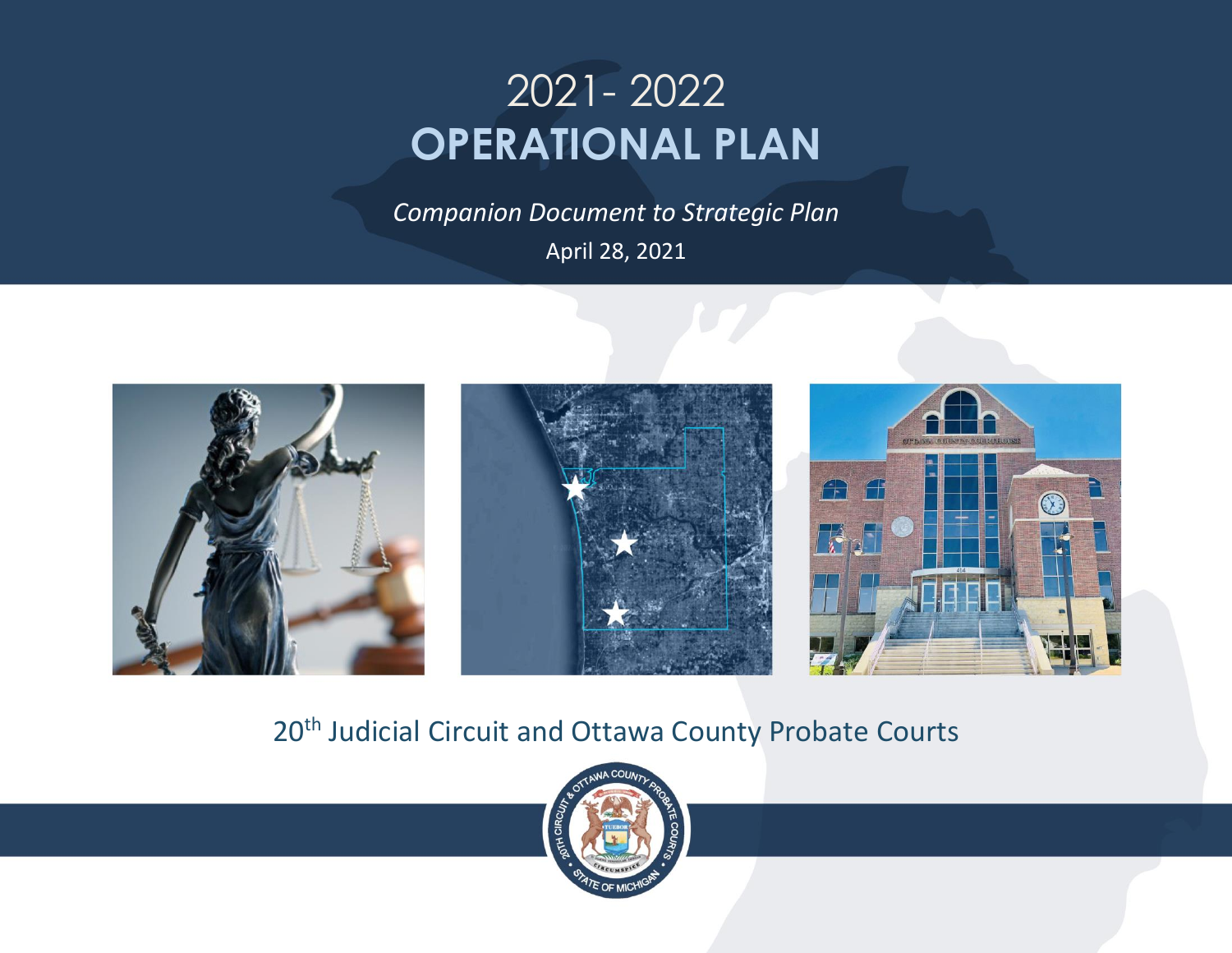# 2021- 2022
# OPERATIONAL PLAN

*Companion Document to Strategic Plan*

April 28, 2021

20th Judicial Circuit and Ottawa County Probate Courts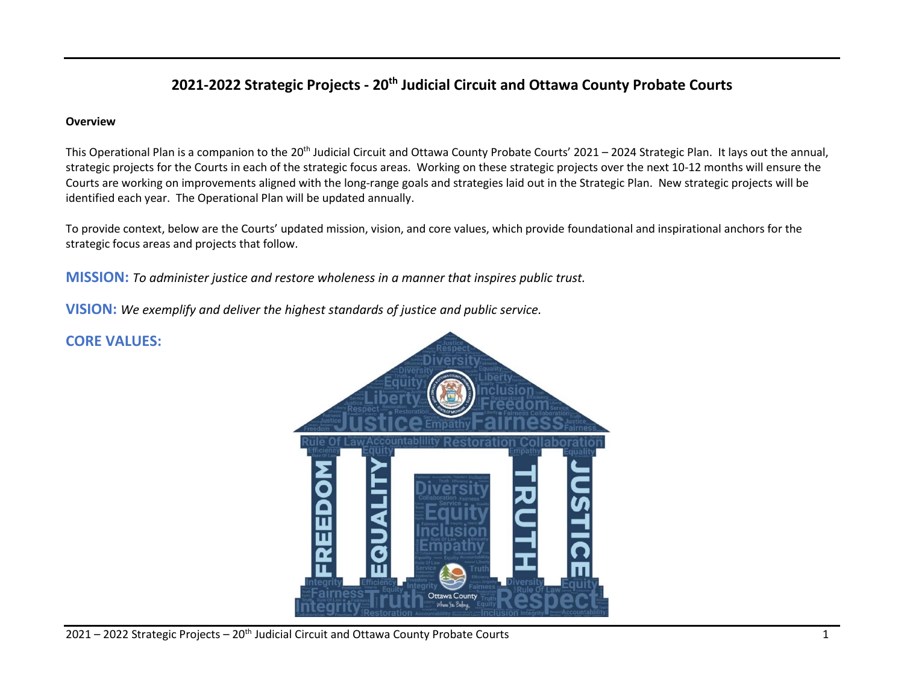# 2021-2022 Strategic Projects - 20th Judicial Circuit and Ottawa County Probate Courts

**Overview**

This Operational Plan is a companion to the 20th Judicial Circuit and Ottawa County Probate Courts' 2021 – 2024 Strategic Plan. It lays out the annual, strategic projects for the Courts in each of the strategic focus areas. Working on these strategic projects over the next 10-12 months will ensure the Courts are working on improvements aligned with the long-range goals and strategies laid out in the Strategic Plan. New strategic projects will be identified each year. The Operational Plan will be updated annually.

To provide context, below are the Courts' updated mission, vision, and core values, which provide foundational and inspirational anchors for the strategic focus areas and projects that follow.

**MISSION:** *To administer justice and restore wholeness in a manner that inspires public trust.*

**VISION:** *We exemplify and deliver the highest standards of justice and public service.*

**CORE VALUES:**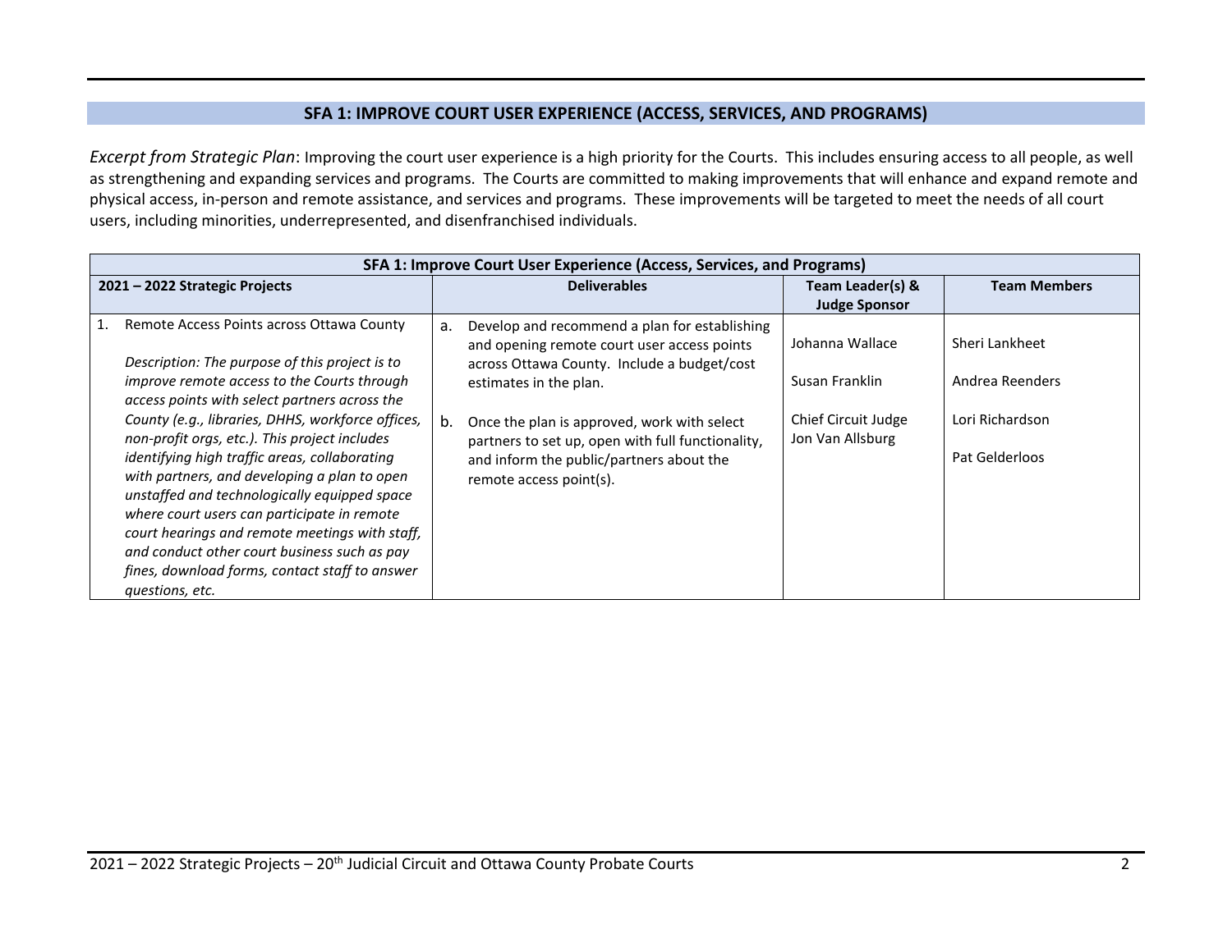## SFA 1: IMPROVE COURT USER EXPERIENCE (ACCESS, SERVICES, AND PROGRAMS)

*Excerpt from Strategic Plan*: Improving the court user experience is a high priority for the Courts. This includes ensuring access to all people, as well as strengthening and expanding services and programs. The Courts are committed to making improvements that will enhance and expand remote and physical access, in-person and remote assistance, and services and programs. These improvements will be targeted to meet the needs of all court users, including minorities, underrepresented, and disenfranchised individuals.

| **SFA 1: Improve Court User Experience (Access, Services, and Programs)** | | | |
|---|---|---|---|
| **2021 – 2022 Strategic Projects** | **Deliverables** | **Team Leader(s) & Judge Sponsor** | **Team Members** |
| 1. Remote Access Points across Ottawa County<br><br>*Description: The purpose of this project is to improve remote access to the Courts through access points with select partners across the County (e.g., libraries, DHHS, workforce offices, non-profit orgs, etc.). This project includes identifying high traffic areas, collaborating with partners, and developing a plan to open unstaffed and technologically equipped space where court users can participate in remote court hearings and remote meetings with staff, and conduct other court business such as pay fines, download forms, contact staff to answer questions, etc.* | a. Develop and recommend a plan for establishing and opening remote court user access points across Ottawa County. Include a budget/cost estimates in the plan.<br><br>b. Once the plan is approved, work with select partners to set up, open with full functionality, and inform the public/partners about the remote access point(s). | Johanna Wallace<br><br>Susan Franklin<br><br>Chief Circuit Judge Jon Van Allsburg | Sheri Lankheet<br><br>Andrea Reenders<br><br>Lori Richardson<br><br>Pat Gelderloos |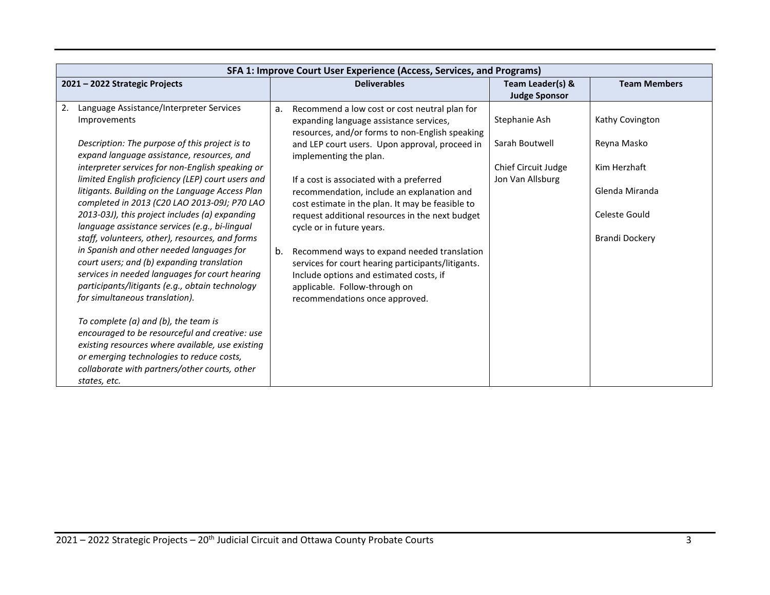| SFA 1: Improve Court User Experience (Access, Services, and Programs) | | | |
|---|---|---|---|
| **2021 – 2022 Strategic Projects** | **Deliverables** | **Team Leader(s) & Judge Sponsor** | **Team Members** |
| 2. Language Assistance/Interpreter Services Improvements<br><br>*Description: The purpose of this project is to expand language assistance, resources, and interpreter services for non-English speaking or limited English proficiency (LEP) court users and litigants. Building on the Language Access Plan completed in 2013 (C20 LAO 2013-09J; P70 LAO 2013-03J), this project includes (a) expanding language assistance services (e.g., bi-lingual staff, volunteers, other), resources, and forms in Spanish and other needed languages for court users; and (b) expanding translation services in needed languages for court hearing participants/litigants (e.g., obtain technology for simultaneous translation).*<br><br>*To complete (a) and (b), the team is encouraged to be resourceful and creative: use existing resources where available, use existing or emerging technologies to reduce costs, collaborate with partners/other courts, other states, etc.* | a. Recommend a low cost or cost neutral plan for expanding language assistance services, resources, and/or forms to non-English speaking and LEP court users. Upon approval, proceed in implementing the plan.<br><br>If a cost is associated with a preferred recommendation, include an explanation and cost estimate in the plan. It may be feasible to request additional resources in the next budget cycle or in future years.<br><br>b. Recommend ways to expand needed translation services for court hearing participants/litigants. Include options and estimated costs, if applicable. Follow-through on recommendations once approved. | Stephanie Ash<br><br>Sarah Boutwell<br><br>Chief Circuit Judge Jon Van Allsburg | Kathy Covington<br><br>Reyna Masko<br><br>Kim Herzhaft<br><br>Glenda Miranda<br><br>Celeste Gould<br><br>Brandi Dockery |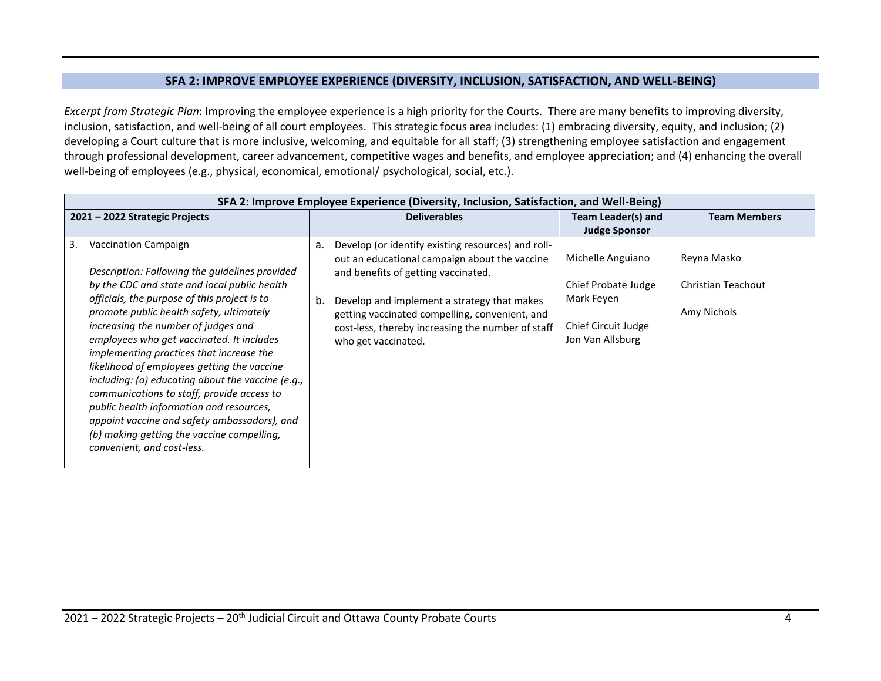## SFA 2: IMPROVE EMPLOYEE EXPERIENCE (DIVERSITY, INCLUSION, SATISFACTION, AND WELL-BEING)

*Excerpt from Strategic Plan*: Improving the employee experience is a high priority for the Courts. There are many benefits to improving diversity, inclusion, satisfaction, and well-being of all court employees. This strategic focus area includes: (1) embracing diversity, equity, and inclusion; (2) developing a Court culture that is more inclusive, welcoming, and equitable for all staff; (3) strengthening employee satisfaction and engagement through professional development, career advancement, competitive wages and benefits, and employee appreciation; and (4) enhancing the overall well-being of employees (e.g., physical, economical, emotional/ psychological, social, etc.).

| **SFA 2: Improve Employee Experience (Diversity, Inclusion, Satisfaction, and Well-Being)** | | | |
|---|---|---|---|
| **2021 – 2022 Strategic Projects** | **Deliverables** | **Team Leader(s) and Judge Sponsor** | **Team Members** |
| 3. Vaccination Campaign<br><br>*Description: Following the guidelines provided by the CDC and state and local public health officials, the purpose of this project is to promote public health safety, ultimately increasing the number of judges and employees who get vaccinated. It includes implementing practices that increase the likelihood of employees getting the vaccine including: (a) educating about the vaccine (e.g., communications to staff, provide access to public health information and resources, appoint vaccine and safety ambassadors), and (b) making getting the vaccine compelling, convenient, and cost-less.* | a. Develop (or identify existing resources) and roll-out an educational campaign about the vaccine and benefits of getting vaccinated.<br><br>b. Develop and implement a strategy that makes getting vaccinated compelling, convenient, and cost-less, thereby increasing the number of staff who get vaccinated. | Michelle Anguiano<br><br>Chief Probate Judge Mark Feyen<br><br>Chief Circuit Judge Jon Van Allsburg | Reyna Masko<br><br>Christian Teachout<br><br>Amy Nichols |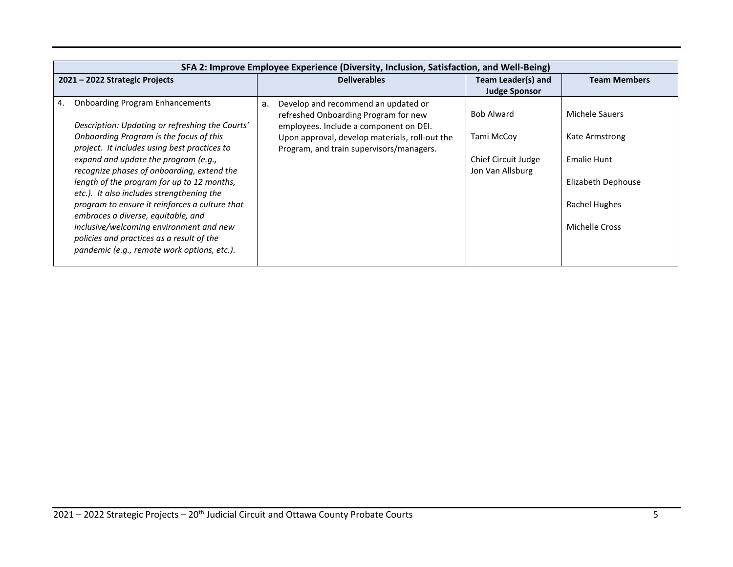| SFA 2: Improve Employee Experience (Diversity, Inclusion, Satisfaction, and Well-Being) | | | |
|---|---|---|---|
| **2021 – 2022 Strategic Projects** | **Deliverables** | **Team Leader(s) and Judge Sponsor** | **Team Members** |
| 4. Onboarding Program Enhancements<br><br>*Description: Updating or refreshing the Courts' Onboarding Program is the focus of this project. It includes using best practices to expand and update the program (e.g., recognize phases of onboarding, extend the length of the program for up to 12 months, etc.). It also includes strengthening the program to ensure it reinforces a culture that embraces a diverse, equitable, and inclusive/welcoming environment and new policies and practices as a result of the pandemic (e.g., remote work options, etc.).* | a. Develop and recommend an updated or refreshed Onboarding Program for new employees. Include a component on DEI. Upon approval, develop materials, roll-out the Program, and train supervisors/managers. | Bob Alward<br><br>Tami McCoy<br><br>Chief Circuit Judge Jon Van Allsburg | Michele Sauers<br><br>Kate Armstrong<br><br>Emalie Hunt<br><br>Elizabeth Dephouse<br><br>Rachel Hughes<br><br>Michelle Cross |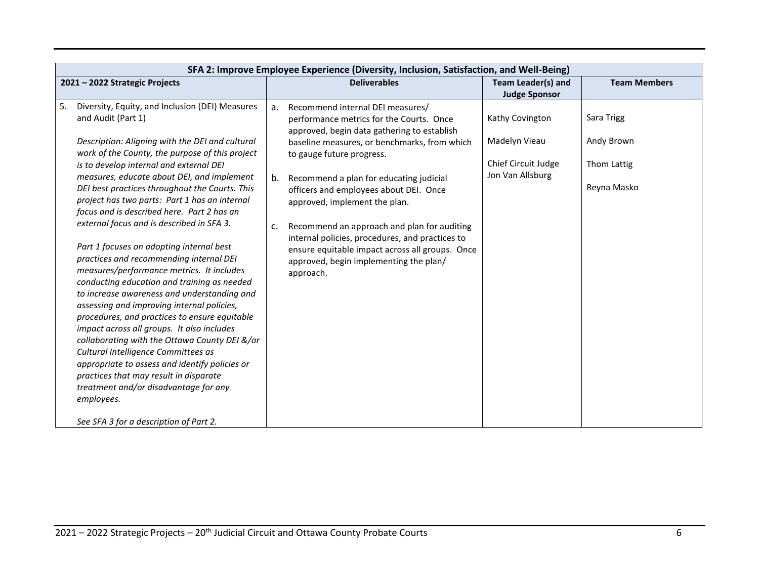| SFA 2: Improve Employee Experience (Diversity, Inclusion, Satisfaction, and Well-Being) | | | |
|---|---|---|---|
| **2021 – 2022 Strategic Projects** | **Deliverables** | **Team Leader(s) and Judge Sponsor** | **Team Members** |
| 5. Diversity, Equity, and Inclusion (DEI) Measures and Audit (Part 1)<br><br>*Description: Aligning with the DEI and cultural work of the County, the purpose of this project is to develop internal and external DEI measures, educate about DEI, and implement DEI best practices throughout the Courts. This project has two parts: Part 1 has an internal focus and is described here. Part 2 has an external focus and is described in SFA 3.*<br><br>*Part 1 focuses on adopting internal best practices and recommending internal DEI measures/performance metrics. It includes conducting education and training as needed to increase awareness and understanding and assessing and improving internal policies, procedures, and practices to ensure equitable impact across all groups. It also includes collaborating with the Ottawa County DEI &/or Cultural Intelligence Committees as appropriate to assess and identify policies or practices that may result in disparate treatment and/or disadvantage for any employees.*<br><br>*See SFA 3 for a description of Part 2.* | a. Recommend internal DEI measures/ performance metrics for the Courts. Once approved, begin data gathering to establish baseline measures, or benchmarks, from which to gauge future progress.<br><br>b. Recommend a plan for educating judicial officers and employees about DEI. Once approved, implement the plan.<br><br>c. Recommend an approach and plan for auditing internal policies, procedures, and practices to ensure equitable impact across all groups. Once approved, begin implementing the plan/ approach. | Kathy Covington<br><br>Madelyn Vieau<br><br>Chief Circuit Judge Jon Van Allsburg | Sara Trigg<br><br>Andy Brown<br><br>Thom Lattig<br><br>Reyna Masko |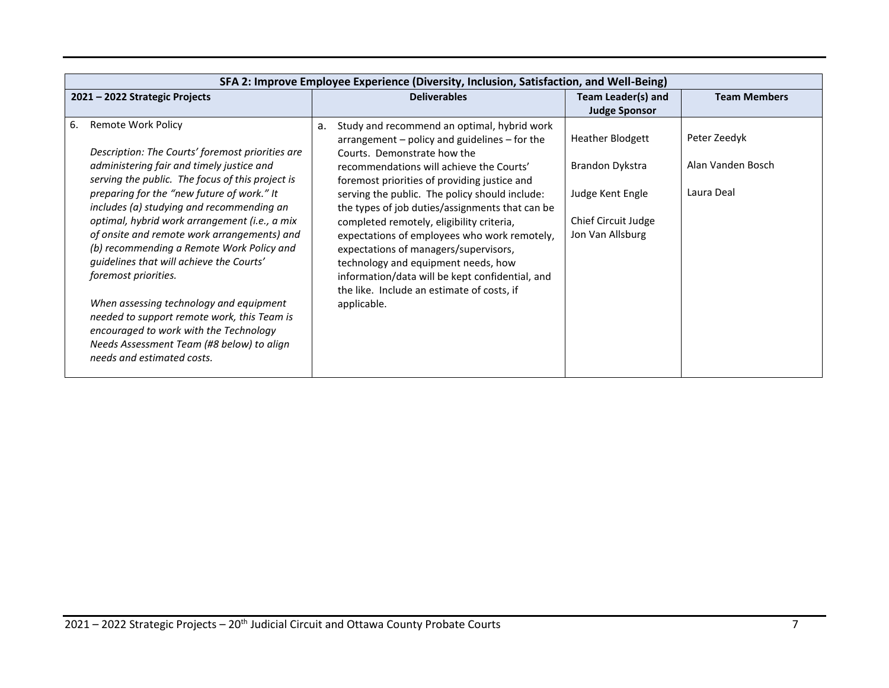| SFA 2: Improve Employee Experience (Diversity, Inclusion, Satisfaction, and Well-Being) | | | |
|---|---|---|---|
| **2021 – 2022 Strategic Projects** | **Deliverables** | **Team Leader(s) and Judge Sponsor** | **Team Members** |
| 6. Remote Work Policy<br><br>*Description: The Courts' foremost priorities are administering fair and timely justice and serving the public. The focus of this project is preparing for the "new future of work." It includes (a) studying and recommending an optimal, hybrid work arrangement (i.e., a mix of onsite and remote work arrangements) and (b) recommending a Remote Work Policy and guidelines that will achieve the Courts' foremost priorities.*<br><br>*When assessing technology and equipment needed to support remote work, this Team is encouraged to work with the Technology Needs Assessment Team (#8 below) to align needs and estimated costs.* | a. Study and recommend an optimal, hybrid work arrangement – policy and guidelines – for the Courts. Demonstrate how the recommendations will achieve the Courts' foremost priorities of providing justice and serving the public. The policy should include: the types of job duties/assignments that can be completed remotely, eligibility criteria, expectations of employees who work remotely, expectations of managers/supervisors, technology and equipment needs, how information/data will be kept confidential, and the like. Include an estimate of costs, if applicable. | Heather Blodgett<br><br>Brandon Dykstra<br><br>Judge Kent Engle<br><br>Chief Circuit Judge Jon Van Allsburg | Peter Zeedyk<br><br>Alan Vanden Bosch<br><br>Laura Deal |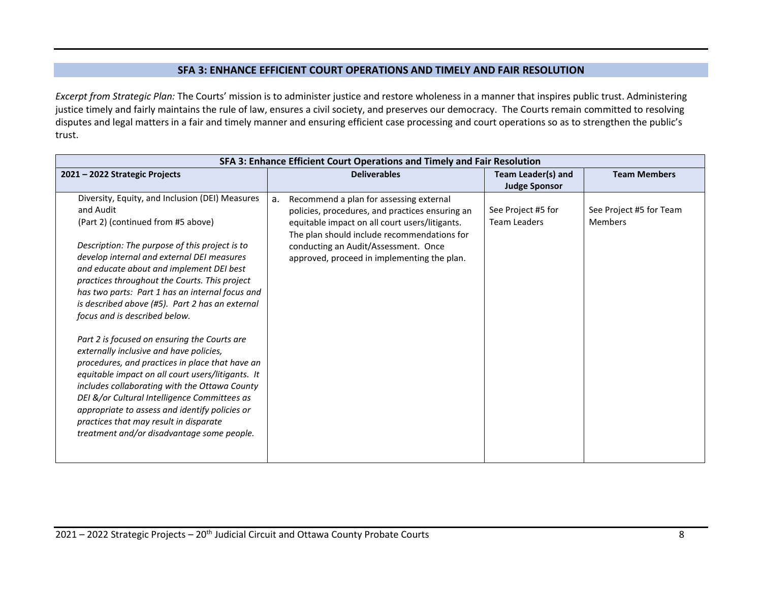## SFA 3: ENHANCE EFFICIENT COURT OPERATIONS AND TIMELY AND FAIR RESOLUTION

*Excerpt from Strategic Plan:* The Courts' mission is to administer justice and restore wholeness in a manner that inspires public trust. Administering justice timely and fairly maintains the rule of law, ensures a civil society, and preserves our democracy. The Courts remain committed to resolving disputes and legal matters in a fair and timely manner and ensuring efficient case processing and court operations so as to strengthen the public's trust.

| SFA 3: Enhance Efficient Court Operations and Timely and Fair Resolution | | | |
|---|---|---|---|
| **2021 – 2022 Strategic Projects** | **Deliverables** | **Team Leader(s) and Judge Sponsor** | **Team Members** |
| Diversity, Equity, and Inclusion (DEI) Measures and Audit<br>(Part 2) (continued from #5 above)<br><br>*Description: The purpose of this project is to develop internal and external DEI measures and educate about and implement DEI best practices throughout the Courts. This project has two parts: Part 1 has an internal focus and is described above (#5). Part 2 has an external focus and is described below.*<br><br>*Part 2 is focused on ensuring the Courts are externally inclusive and have policies, procedures, and practices in place that have an equitable impact on all court users/litigants. It includes collaborating with the Ottawa County DEI &/or Cultural Intelligence Committees as appropriate to assess and identify policies or practices that may result in disparate treatment and/or disadvantage some people.* | a. Recommend a plan for assessing external policies, procedures, and practices ensuring an equitable impact on all court users/litigants. The plan should include recommendations for conducting an Audit/Assessment. Once approved, proceed in implementing the plan. | See Project #5 for Team Leaders | See Project #5 for Team Members |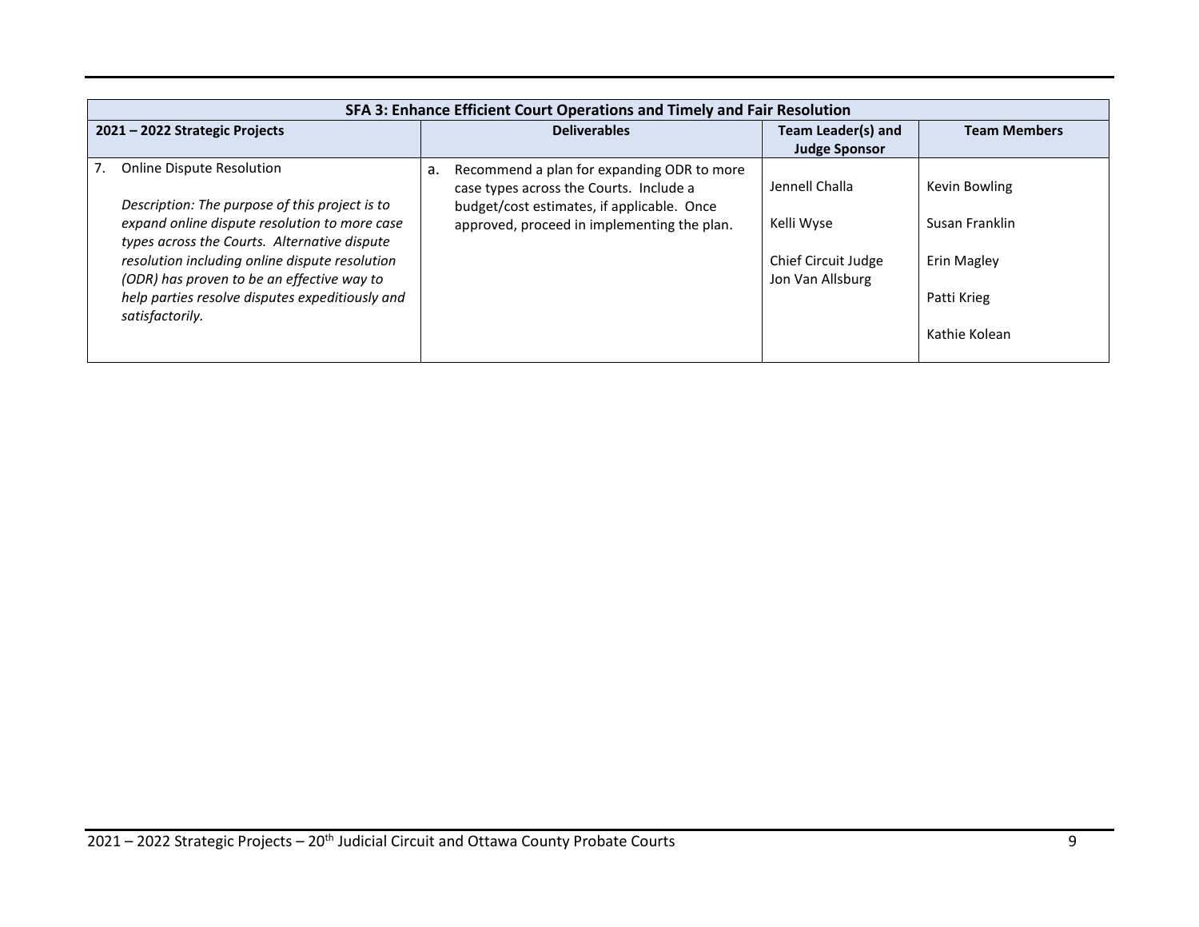| SFA 3: Enhance Efficient Court Operations and Timely and Fair Resolution | | | |
|---|---|---|---|
| **2021 – 2022 Strategic Projects** | **Deliverables** | **Team Leader(s) and Judge Sponsor** | **Team Members** |
| 7. Online Dispute Resolution<br><br>*Description: The purpose of this project is to expand online dispute resolution to more case types across the Courts. Alternative dispute resolution including online dispute resolution (ODR) has proven to be an effective way to help parties resolve disputes expeditiously and satisfactorily.* | a. Recommend a plan for expanding ODR to more case types across the Courts. Include a budget/cost estimates, if applicable. Once approved, proceed in implementing the plan. | Jennell Challa<br><br>Kelli Wyse<br><br>Chief Circuit Judge Jon Van Allsburg | Kevin Bowling<br><br>Susan Franklin<br><br>Erin Magley<br><br>Patti Krieg<br><br>Kathie Kolean |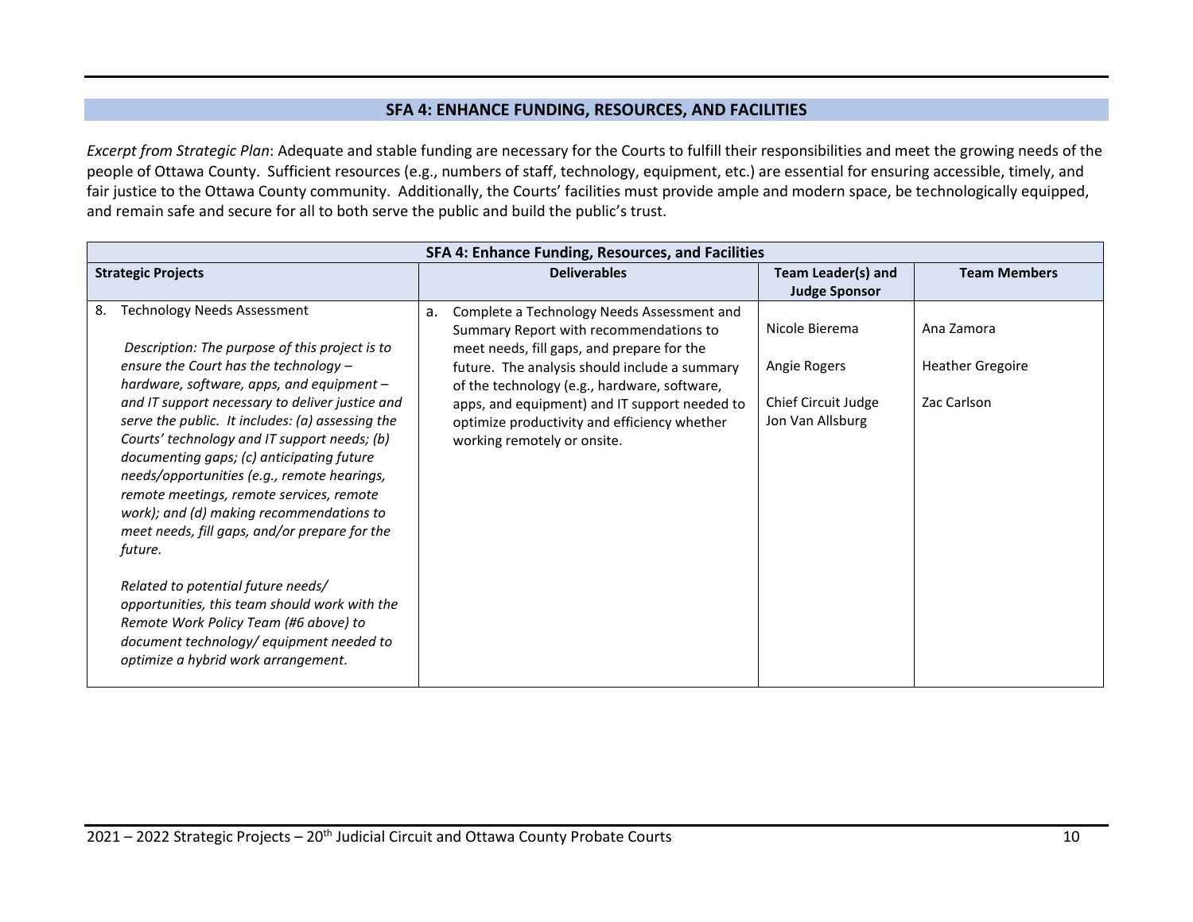## SFA 4: ENHANCE FUNDING, RESOURCES, AND FACILITIES

*Excerpt from Strategic Plan*: Adequate and stable funding are necessary for the Courts to fulfill their responsibilities and meet the growing needs of the people of Ottawa County. Sufficient resources (e.g., numbers of staff, technology, equipment, etc.) are essential for ensuring accessible, timely, and fair justice to the Ottawa County community. Additionally, the Courts' facilities must provide ample and modern space, be technologically equipped, and remain safe and secure for all to both serve the public and build the public's trust.

| SFA 4: Enhance Funding, Resources, and Facilities | | | |
|---|---|---|---|
| **Strategic Projects** | **Deliverables** | **Team Leader(s) and Judge Sponsor** | **Team Members** |
| 8. Technology Needs Assessment<br><br>*Description: The purpose of this project is to ensure the Court has the technology – hardware, software, apps, and equipment – and IT support necessary to deliver justice and serve the public. It includes: (a) assessing the Courts' technology and IT support needs; (b) documenting gaps; (c) anticipating future needs/opportunities (e.g., remote hearings, remote meetings, remote services, remote work); and (d) making recommendations to meet needs, fill gaps, and/or prepare for the future.*<br><br>*Related to potential future needs/ opportunities, this team should work with the Remote Work Policy Team (#6 above) to document technology/ equipment needed to optimize a hybrid work arrangement.* | a. Complete a Technology Needs Assessment and Summary Report with recommendations to meet needs, fill gaps, and prepare for the future. The analysis should include a summary of the technology (e.g., hardware, software, apps, and equipment) and IT support needed to optimize productivity and efficiency whether working remotely or onsite. | Nicole Bierema<br><br>Angie Rogers<br><br>Chief Circuit Judge Jon Van Allsburg | Ana Zamora<br><br>Heather Gregoire<br><br>Zac Carlson |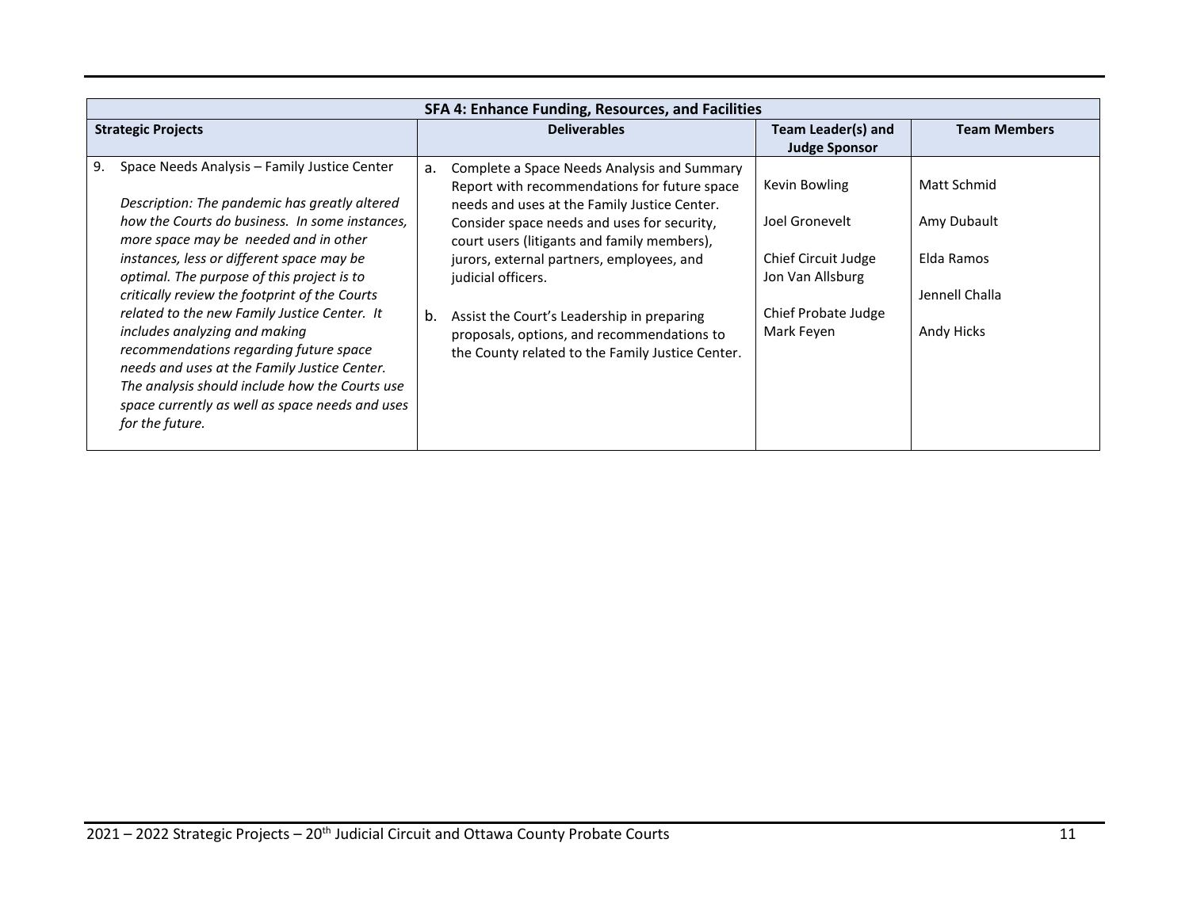| SFA 4: Enhance Funding, Resources, and Facilities | | | |
|---|---|---|---|
| **Strategic Projects** | **Deliverables** | **Team Leader(s) and Judge Sponsor** | **Team Members** |
| 9. Space Needs Analysis – Family Justice Center<br><br>*Description: The pandemic has greatly altered how the Courts do business. In some instances, more space may be needed and in other instances, less or different space may be optimal. The purpose of this project is to critically review the footprint of the Courts related to the new Family Justice Center. It includes analyzing and making recommendations regarding future space needs and uses at the Family Justice Center. The analysis should include how the Courts use space currently as well as space needs and uses for the future.* | a. Complete a Space Needs Analysis and Summary Report with recommendations for future space needs and uses at the Family Justice Center. Consider space needs and uses for security, court users (litigants and family members), jurors, external partners, employees, and judicial officers.<br><br>b. Assist the Court's Leadership in preparing proposals, options, and recommendations to the County related to the Family Justice Center. | Kevin Bowling<br><br>Joel Gronevelt<br><br>Chief Circuit Judge Jon Van Allsburg<br><br>Chief Probate Judge Mark Feyen | Matt Schmid<br><br>Amy Dubault<br><br>Elda Ramos<br><br>Jennell Challa<br><br>Andy Hicks |